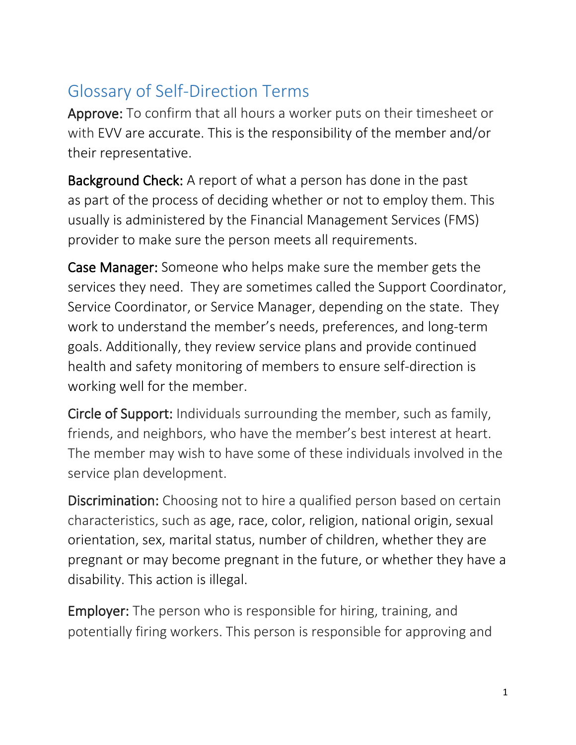## Glossary of Self-Direction Terms

**Approve:** To confirm that all hours a worker puts on their timesheet or with EVV are accurate. This is the responsibility of the member and/or their representative.

**Background Check:** A report of what a person has done in the past as part of the process of deciding whether or not to employ them. This usually is administered by the Financial Management Services (FMS) provider to make sure the person meets all requirements.

**Case Manager:** Someone who helps make sure the member gets the services they need. They are sometimes called the Support Coordinator, Service Coordinator, or Service Manager, depending on the state. They work to understand the member's needs, preferences, and long-term goals. Additionally, they review service plans and provide continued health and safety monitoring of members to ensure self-direction is working well for the member.

**Circle of Support:** Individuals surrounding the member, such as family, friends, and neighbors, who have the member's best interest at heart. The member may wish to have some of these individuals involved in the service plan development.

**Discrimination:** Choosing not to hire a qualified person based on certain characteristics, such as age, race, color, religion, national origin, sexual orientation, sex, marital status, number of children, whether they are pregnant or may become pregnant in the future, or whether they have a disability. This action is illegal.

**Employer:** The person who is responsible for hiring, training, and potentially firing workers. This person is responsible for approving and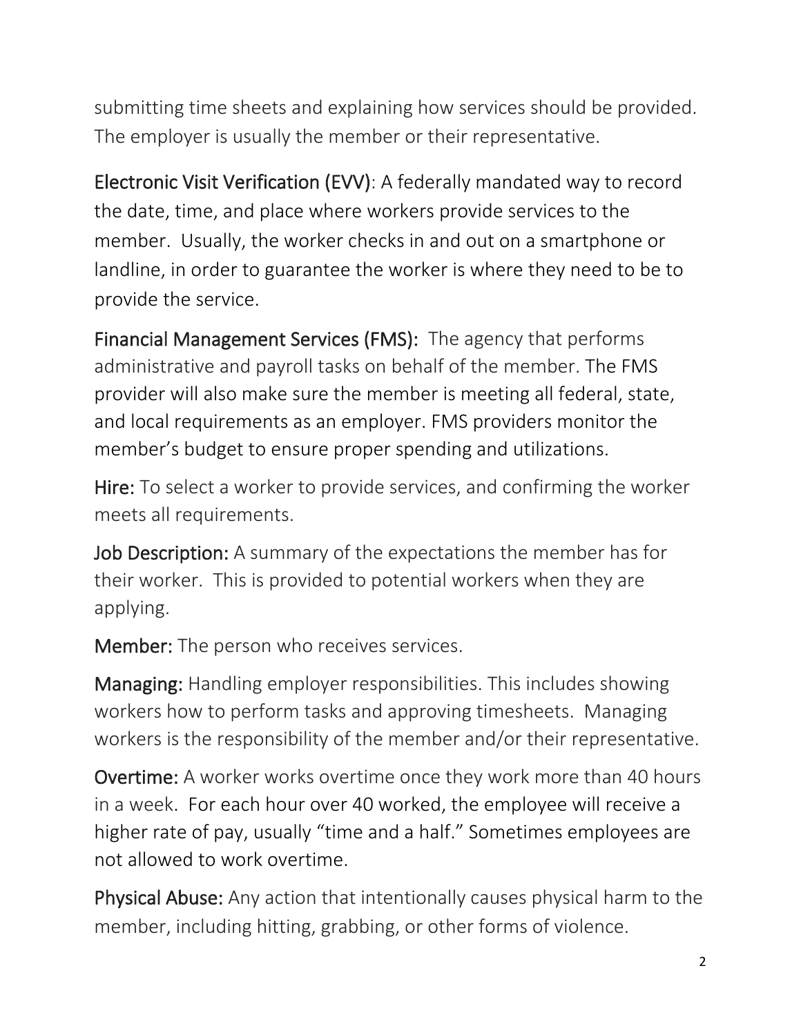submitting time sheets and explaining how services should be provided. The employer is usually the member or their representative.

**Electronic Visit Verification (EVV)**: A federally mandated way to record the date, time, and place where workers provide services to the member. Usually, the worker checks in and out on a smartphone or landline, in order to guarantee the worker is where they need to be to provide the service.

**Financial Management Services (FMS):** The agency that performs administrative and payroll tasks on behalf of the member. The FMS provider will also make sure the member is meeting all federal, state, and local requirements as an employer. FMS providers monitor the member's budget to ensure proper spending and utilizations.

**Hire:** To select a worker to provide services, and confirming the worker meets all requirements.

**Job Description:** A summary of the expectations the member has for their worker. This is provided to potential workers when they are applying.

**Member:** The person who receives services.

**Managing:** Handling employer responsibilities. This includes showing workers how to perform tasks and approving timesheets. Managing workers is the responsibility of the member and/or their representative.

**Overtime:** A worker works overtime once they work more than 40 hours in a week. For each hour over 40 worked, the employee will receive a higher rate of pay, usually "time and a half." Sometimes employees are not allowed to work overtime.

**Physical Abuse:** Any action that intentionally causes physical harm to the member, including hitting, grabbing, or other forms of violence.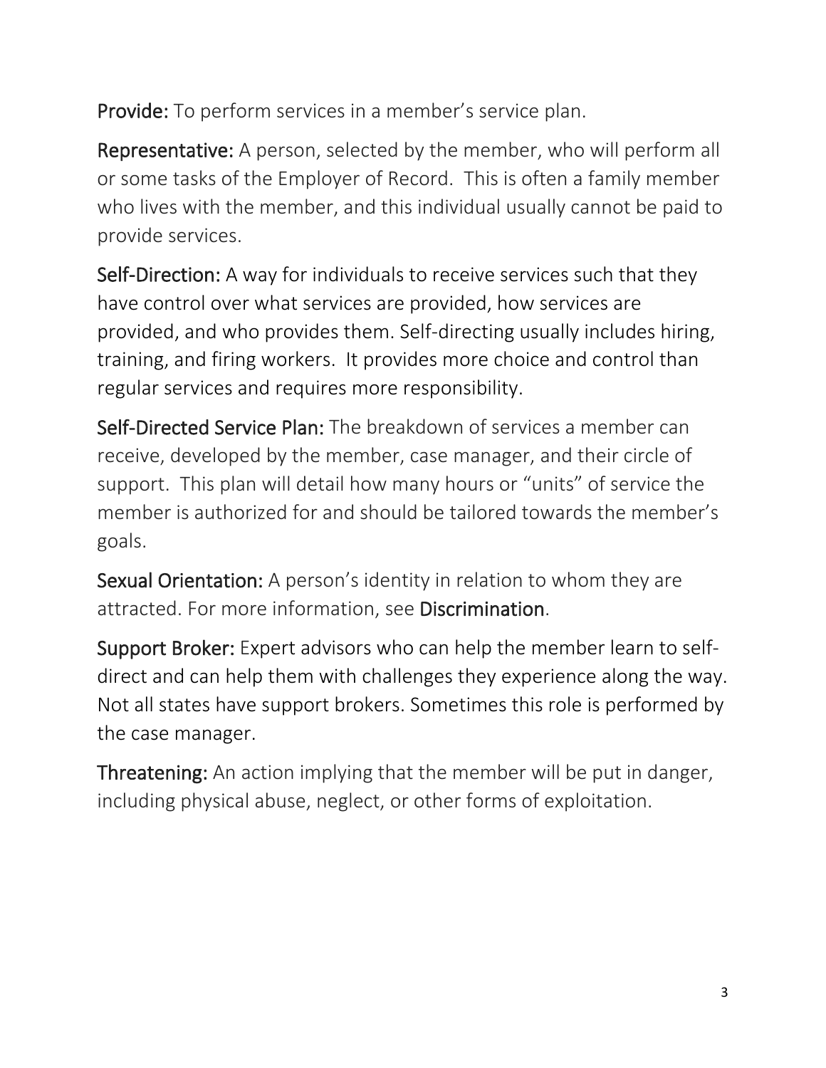**Provide:** To perform services in a member's service plan.

**Representative:** A person, selected by the member, who will perform all or some tasks of the Employer of Record. This is often a family member who lives with the member, and this individual usually cannot be paid to provide services.

**Self-Direction:** A way for individuals to receive services such that they have control over what services are provided, how services are provided, and who provides them. Self-directing usually includes hiring, training, and firing workers. It provides more choice and control than regular services and requires more responsibility.

**Self-Directed Service Plan:** The breakdown of services a member can receive, developed by the member, case manager, and their circle of support. This plan will detail how many hours or "units" of service the member is authorized for and should be tailored towards the member's goals.

**Sexual Orientation:** A person's identity in relation to whom they are attracted. For more information, see **Discrimination**.

**Support Broker:** Expert advisors who can help the member learn to self-direct and can help them with challenges they experience along the way. Not all states have support brokers. Sometimes this role is performed by the case manager.

**Threatening:** An action implying that the member will be put in danger, including physical abuse, neglect, or other forms of exploitation.